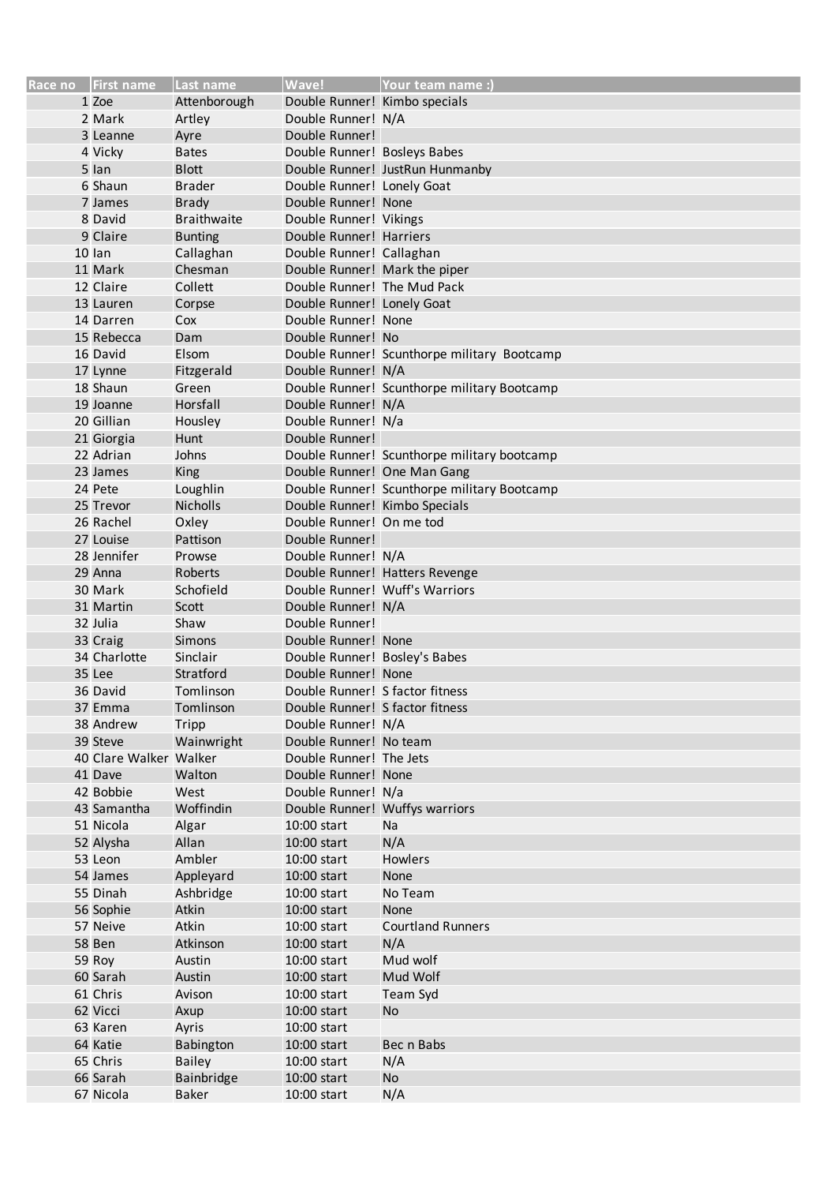| Race no | First name | Last name | Wave! | Your team name :) |
| --- | --- | --- | --- | --- |
| 1 | Zoe | Attenborough | Double Runner! | Kimbo specials |
| 2 | Mark | Artley | Double Runner! | N/A |
| 3 | Leanne | Ayre | Double Runner! | |
| 4 | Vicky | Bates | Double Runner! | Bosleys Babes |
| 5 | Ian | Blott | Double Runner! | JustRun Hunmanby |
| 6 | Shaun | Brader | Double Runner! | Lonely Goat |
| 7 | James | Brady | Double Runner! | None |
| 8 | David | Braithwaite | Double Runner! | Vikings |
| 9 | Claire | Bunting | Double Runner! | Harriers |
| 10 | Ian | Callaghan | Double Runner! | Callaghan |
| 11 | Mark | Chesman | Double Runner! | Mark the piper |
| 12 | Claire | Collett | Double Runner! | The Mud Pack |
| 13 | Lauren | Corpse | Double Runner! | Lonely Goat |
| 14 | Darren | Cox | Double Runner! | None |
| 15 | Rebecca | Dam | Double Runner! | No |
| 16 | David | Elsom | Double Runner! | Scunthorpe military Bootcamp |
| 17 | Lynne | Fitzgerald | Double Runner! | N/A |
| 18 | Shaun | Green | Double Runner! | Scunthorpe military Bootcamp |
| 19 | Joanne | Horsfall | Double Runner! | N/A |
| 20 | Gillian | Housley | Double Runner! | N/a |
| 21 | Giorgia | Hunt | Double Runner! | |
| 22 | Adrian | Johns | Double Runner! | Scunthorpe military bootcamp |
| 23 | James | King | Double Runner! | One Man Gang |
| 24 | Pete | Loughlin | Double Runner! | Scunthorpe military Bootcamp |
| 25 | Trevor | Nicholls | Double Runner! | Kimbo Specials |
| 26 | Rachel | Oxley | Double Runner! | On me tod |
| 27 | Louise | Pattison | Double Runner! | |
| 28 | Jennifer | Prowse | Double Runner! | N/A |
| 29 | Anna | Roberts | Double Runner! | Hatters Revenge |
| 30 | Mark | Schofield | Double Runner! | Wuff's Warriors |
| 31 | Martin | Scott | Double Runner! | N/A |
| 32 | Julia | Shaw | Double Runner! | |
| 33 | Craig | Simons | Double Runner! | None |
| 34 | Charlotte | Sinclair | Double Runner! | Bosley's Babes |
| 35 | Lee | Stratford | Double Runner! | None |
| 36 | David | Tomlinson | Double Runner! | S factor fitness |
| 37 | Emma | Tomlinson | Double Runner! | S factor fitness |
| 38 | Andrew | Tripp | Double Runner! | N/A |
| 39 | Steve | Wainwright | Double Runner! | No team |
| 40 | Clare Walker | Walker | Double Runner! | The Jets |
| 41 | Dave | Walton | Double Runner! | None |
| 42 | Bobbie | West | Double Runner! | N/a |
| 43 | Samantha | Woffindin | Double Runner! | Wuffys warriors |
| 51 | Nicola | Algar | 10:00 start | Na |
| 52 | Alysha | Allan | 10:00 start | N/A |
| 53 | Leon | Ambler | 10:00 start | Howlers |
| 54 | James | Appleyard | 10:00 start | None |
| 55 | Dinah | Ashbridge | 10:00 start | No Team |
| 56 | Sophie | Atkin | 10:00 start | None |
| 57 | Neive | Atkin | 10:00 start | Courtland Runners |
| 58 | Ben | Atkinson | 10:00 start | N/A |
| 59 | Roy | Austin | 10:00 start | Mud wolf |
| 60 | Sarah | Austin | 10:00 start | Mud Wolf |
| 61 | Chris | Avison | 10:00 start | Team Syd |
| 62 | Vicci | Axup | 10:00 start | No |
| 63 | Karen | Ayris | 10:00 start | |
| 64 | Katie | Babington | 10:00 start | Bec n Babs |
| 65 | Chris | Bailey | 10:00 start | N/A |
| 66 | Sarah | Bainbridge | 10:00 start | No |
| 67 | Nicola | Baker | 10:00 start | N/A |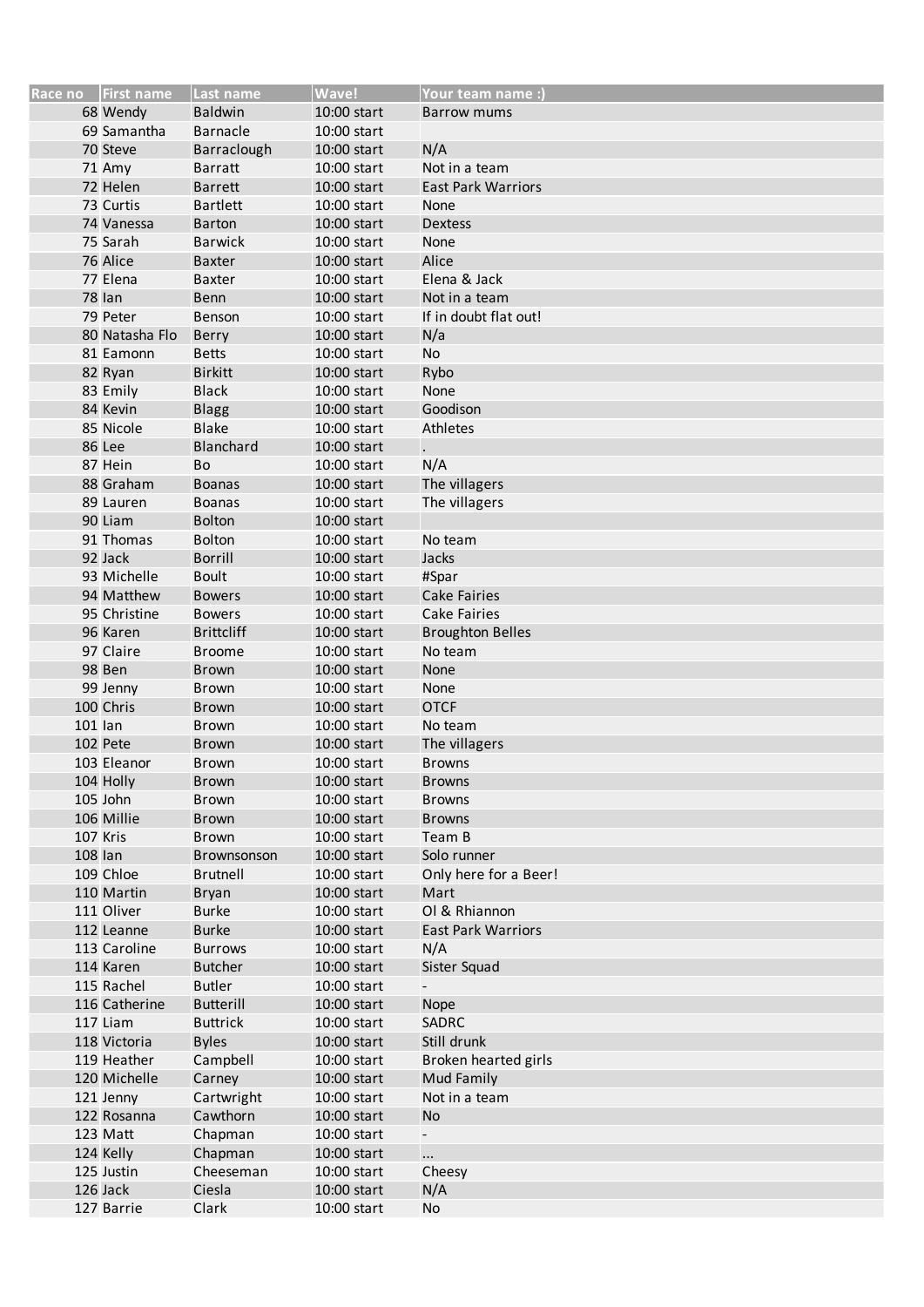| Race no | First name | Last name | Wave! | Your team name :) |
|---|---|---|---|---|
| 68 | Wendy | Baldwin | 10:00 start | Barrow mums |
| 69 | Samantha | Barnacle | 10:00 start | |
| 70 | Steve | Barraclough | 10:00 start | N/A |
| 71 | Amy | Barratt | 10:00 start | Not in a team |
| 72 | Helen | Barrett | 10:00 start | East Park Warriors |
| 73 | Curtis | Bartlett | 10:00 start | None |
| 74 | Vanessa | Barton | 10:00 start | Dextess |
| 75 | Sarah | Barwick | 10:00 start | None |
| 76 | Alice | Baxter | 10:00 start | Alice |
| 77 | Elena | Baxter | 10:00 start | Elena & Jack |
| 78 | Ian | Benn | 10:00 start | Not in a team |
| 79 | Peter | Benson | 10:00 start | If in doubt flat out! |
| 80 | Natasha Flo | Berry | 10:00 start | N/a |
| 81 | Eamonn | Betts | 10:00 start | No |
| 82 | Ryan | Birkitt | 10:00 start | Rybo |
| 83 | Emily | Black | 10:00 start | None |
| 84 | Kevin | Blagg | 10:00 start | Goodison |
| 85 | Nicole | Blake | 10:00 start | Athletes |
| 86 | Lee | Blanchard | 10:00 start | . |
| 87 | Hein | Bo | 10:00 start | N/A |
| 88 | Graham | Boanas | 10:00 start | The villagers |
| 89 | Lauren | Boanas | 10:00 start | The villagers |
| 90 | Liam | Bolton | 10:00 start | |
| 91 | Thomas | Bolton | 10:00 start | No team |
| 92 | Jack | Borrill | 10:00 start | Jacks |
| 93 | Michelle | Boult | 10:00 start | #Spar |
| 94 | Matthew | Bowers | 10:00 start | Cake Fairies |
| 95 | Christine | Bowers | 10:00 start | Cake Fairies |
| 96 | Karen | Brittcliff | 10:00 start | Broughton Belles |
| 97 | Claire | Broome | 10:00 start | No team |
| 98 | Ben | Brown | 10:00 start | None |
| 99 | Jenny | Brown | 10:00 start | None |
| 100 | Chris | Brown | 10:00 start | OTCF |
| 101 | Ian | Brown | 10:00 start | No team |
| 102 | Pete | Brown | 10:00 start | The villagers |
| 103 | Eleanor | Brown | 10:00 start | Browns |
| 104 | Holly | Brown | 10:00 start | Browns |
| 105 | John | Brown | 10:00 start | Browns |
| 106 | Millie | Brown | 10:00 start | Browns |
| 107 | Kris | Brown | 10:00 start | Team B |
| 108 | Ian | Brownsonson | 10:00 start | Solo runner |
| 109 | Chloe | Brutnell | 10:00 start | Only here for a Beer! |
| 110 | Martin | Bryan | 10:00 start | Mart |
| 111 | Oliver | Burke | 10:00 start | Ol & Rhiannon |
| 112 | Leanne | Burke | 10:00 start | East Park Warriors |
| 113 | Caroline | Burrows | 10:00 start | N/A |
| 114 | Karen | Butcher | 10:00 start | Sister Squad |
| 115 | Rachel | Butler | 10:00 start | - |
| 116 | Catherine | Butterill | 10:00 start | Nope |
| 117 | Liam | Buttrick | 10:00 start | SADRC |
| 118 | Victoria | Byles | 10:00 start | Still drunk |
| 119 | Heather | Campbell | 10:00 start | Broken hearted girls |
| 120 | Michelle | Carney | 10:00 start | Mud Family |
| 121 | Jenny | Cartwright | 10:00 start | Not in a team |
| 122 | Rosanna | Cawthorn | 10:00 start | No |
| 123 | Matt | Chapman | 10:00 start | - |
| 124 | Kelly | Chapman | 10:00 start | ... |
| 125 | Justin | Cheeseman | 10:00 start | Cheesy |
| 126 | Jack | Ciesla | 10:00 start | N/A |
| 127 | Barrie | Clark | 10:00 start | No |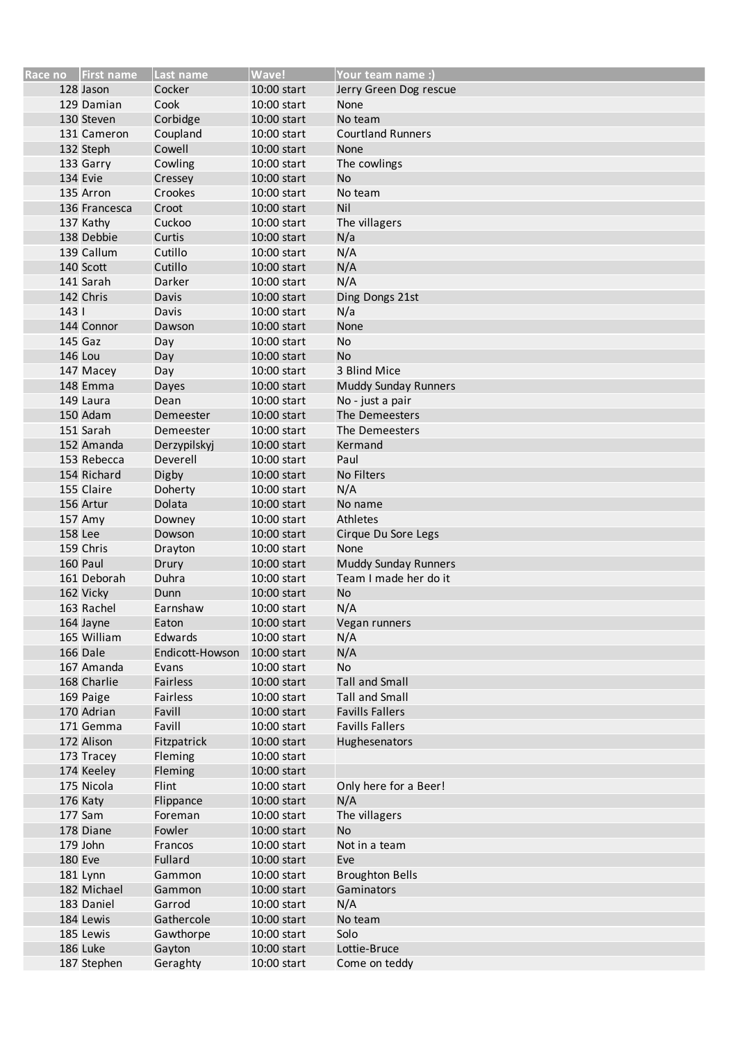| Race no | First name | Last name | Wave! | Your team name :) |
|---|---|---|---|---|
| 128 | Jason | Cocker | 10:00 start | Jerry Green Dog rescue |
| 129 | Damian | Cook | 10:00 start | None |
| 130 | Steven | Corbidge | 10:00 start | No team |
| 131 | Cameron | Coupland | 10:00 start | Courtland Runners |
| 132 | Steph | Cowell | 10:00 start | None |
| 133 | Garry | Cowling | 10:00 start | The cowlings |
| 134 | Evie | Cressey | 10:00 start | No |
| 135 | Arron | Crookes | 10:00 start | No team |
| 136 | Francesca | Croot | 10:00 start | Nil |
| 137 | Kathy | Cuckoo | 10:00 start | The villagers |
| 138 | Debbie | Curtis | 10:00 start | N/a |
| 139 | Callum | Cutillo | 10:00 start | N/A |
| 140 | Scott | Cutillo | 10:00 start | N/A |
| 141 | Sarah | Darker | 10:00 start | N/A |
| 142 | Chris | Davis | 10:00 start | Ding Dongs 21st |
| 143 | I | Davis | 10:00 start | N/a |
| 144 | Connor | Dawson | 10:00 start | None |
| 145 | Gaz | Day | 10:00 start | No |
| 146 | Lou | Day | 10:00 start | No |
| 147 | Macey | Day | 10:00 start | 3 Blind Mice |
| 148 | Emma | Dayes | 10:00 start | Muddy Sunday Runners |
| 149 | Laura | Dean | 10:00 start | No - just a pair |
| 150 | Adam | Demeester | 10:00 start | The Demeesters |
| 151 | Sarah | Demeester | 10:00 start | The Demeesters |
| 152 | Amanda | Derzypilskyj | 10:00 start | Kermand |
| 153 | Rebecca | Deverell | 10:00 start | Paul |
| 154 | Richard | Digby | 10:00 start | No Filters |
| 155 | Claire | Doherty | 10:00 start | N/A |
| 156 | Artur | Dolata | 10:00 start | No name |
| 157 | Amy | Downey | 10:00 start | Athletes |
| 158 | Lee | Dowson | 10:00 start | Cirque Du Sore Legs |
| 159 | Chris | Drayton | 10:00 start | None |
| 160 | Paul | Drury | 10:00 start | Muddy Sunday Runners |
| 161 | Deborah | Duhra | 10:00 start | Team I made her do it |
| 162 | Vicky | Dunn | 10:00 start | No |
| 163 | Rachel | Earnshaw | 10:00 start | N/A |
| 164 | Jayne | Eaton | 10:00 start | Vegan runners |
| 165 | William | Edwards | 10:00 start | N/A |
| 166 | Dale | Endicott-Howson | 10:00 start | N/A |
| 167 | Amanda | Evans | 10:00 start | No |
| 168 | Charlie | Fairless | 10:00 start | Tall and Small |
| 169 | Paige | Fairless | 10:00 start | Tall and Small |
| 170 | Adrian | Favill | 10:00 start | Favills Fallers |
| 171 | Gemma | Favill | 10:00 start | Favills Fallers |
| 172 | Alison | Fitzpatrick | 10:00 start | Hughesenators |
| 173 | Tracey | Fleming | 10:00 start | |
| 174 | Keeley | Fleming | 10:00 start | |
| 175 | Nicola | Flint | 10:00 start | Only here for a Beer! |
| 176 | Katy | Flippance | 10:00 start | N/A |
| 177 | Sam | Foreman | 10:00 start | The villagers |
| 178 | Diane | Fowler | 10:00 start | No |
| 179 | John | Francos | 10:00 start | Not in a team |
| 180 | Eve | Fullard | 10:00 start | Eve |
| 181 | Lynn | Gammon | 10:00 start | Broughton Bells |
| 182 | Michael | Gammon | 10:00 start | Gaminators |
| 183 | Daniel | Garrod | 10:00 start | N/A |
| 184 | Lewis | Gathercole | 10:00 start | No team |
| 185 | Lewis | Gawthorpe | 10:00 start | Solo |
| 186 | Luke | Gayton | 10:00 start | Lottie-Bruce |
| 187 | Stephen | Geraghty | 10:00 start | Come on teddy |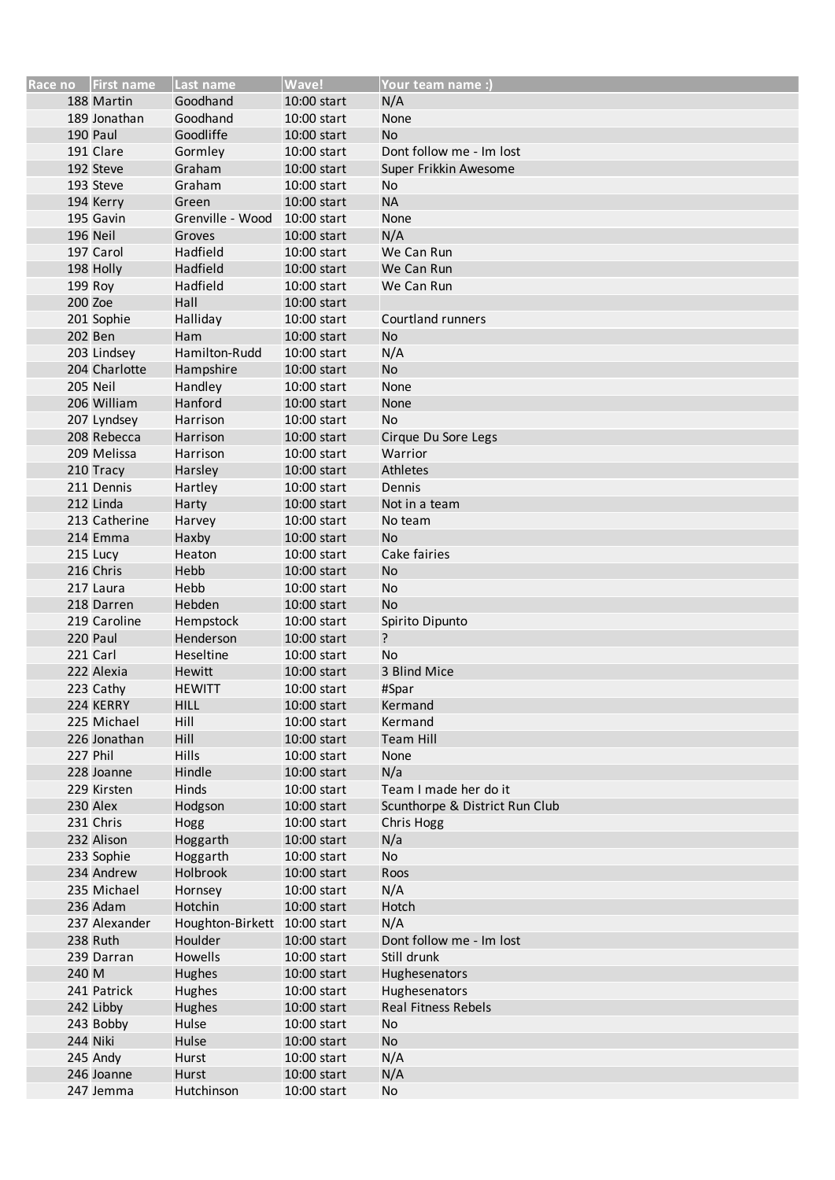| Race no | First name | Last name | Wave! | Your team name :) |
|---|---|---|---|---|
| 188 | Martin | Goodhand | 10:00 start | N/A |
| 189 | Jonathan | Goodhand | 10:00 start | None |
| 190 | Paul | Goodliffe | 10:00 start | No |
| 191 | Clare | Gormley | 10:00 start | Dont follow me - Im lost |
| 192 | Steve | Graham | 10:00 start | Super Frikkin Awesome |
| 193 | Steve | Graham | 10:00 start | No |
| 194 | Kerry | Green | 10:00 start | NA |
| 195 | Gavin | Grenville - Wood | 10:00 start | None |
| 196 | Neil | Groves | 10:00 start | N/A |
| 197 | Carol | Hadfield | 10:00 start | We Can Run |
| 198 | Holly | Hadfield | 10:00 start | We Can Run |
| 199 | Roy | Hadfield | 10:00 start | We Can Run |
| 200 | Zoe | Hall | 10:00 start | |
| 201 | Sophie | Halliday | 10:00 start | Courtland runners |
| 202 | Ben | Ham | 10:00 start | No |
| 203 | Lindsey | Hamilton-Rudd | 10:00 start | N/A |
| 204 | Charlotte | Hampshire | 10:00 start | No |
| 205 | Neil | Handley | 10:00 start | None |
| 206 | William | Hanford | 10:00 start | None |
| 207 | Lyndsey | Harrison | 10:00 start | No |
| 208 | Rebecca | Harrison | 10:00 start | Cirque Du Sore Legs |
| 209 | Melissa | Harrison | 10:00 start | Warrior |
| 210 | Tracy | Harsley | 10:00 start | Athletes |
| 211 | Dennis | Hartley | 10:00 start | Dennis |
| 212 | Linda | Harty | 10:00 start | Not in a team |
| 213 | Catherine | Harvey | 10:00 start | No team |
| 214 | Emma | Haxby | 10:00 start | No |
| 215 | Lucy | Heaton | 10:00 start | Cake fairies |
| 216 | Chris | Hebb | 10:00 start | No |
| 217 | Laura | Hebb | 10:00 start | No |
| 218 | Darren | Hebden | 10:00 start | No |
| 219 | Caroline | Hempstock | 10:00 start | Spirito Dipunto |
| 220 | Paul | Henderson | 10:00 start | ? |
| 221 | Carl | Heseltine | 10:00 start | No |
| 222 | Alexia | Hewitt | 10:00 start | 3 Blind Mice |
| 223 | Cathy | HEWITT | 10:00 start | #Spar |
| 224 | KERRY | HILL | 10:00 start | Kermand |
| 225 | Michael | Hill | 10:00 start | Kermand |
| 226 | Jonathan | Hill | 10:00 start | Team Hill |
| 227 | Phil | Hills | 10:00 start | None |
| 228 | Joanne | Hindle | 10:00 start | N/a |
| 229 | Kirsten | Hinds | 10:00 start | Team I made her do it |
| 230 | Alex | Hodgson | 10:00 start | Scunthorpe & District Run Club |
| 231 | Chris | Hogg | 10:00 start | Chris Hogg |
| 232 | Alison | Hoggarth | 10:00 start | N/a |
| 233 | Sophie | Hoggarth | 10:00 start | No |
| 234 | Andrew | Holbrook | 10:00 start | Roos |
| 235 | Michael | Hornsey | 10:00 start | N/A |
| 236 | Adam | Hotchin | 10:00 start | Hotch |
| 237 | Alexander | Houghton-Birkett | 10:00 start | N/A |
| 238 | Ruth | Houlder | 10:00 start | Dont follow me - Im lost |
| 239 | Darran | Howells | 10:00 start | Still drunk |
| 240 | M | Hughes | 10:00 start | Hughesenators |
| 241 | Patrick | Hughes | 10:00 start | Hughesenators |
| 242 | Libby | Hughes | 10:00 start | Real Fitness Rebels |
| 243 | Bobby | Hulse | 10:00 start | No |
| 244 | Niki | Hulse | 10:00 start | No |
| 245 | Andy | Hurst | 10:00 start | N/A |
| 246 | Joanne | Hurst | 10:00 start | N/A |
| 247 | Jemma | Hutchinson | 10:00 start | No |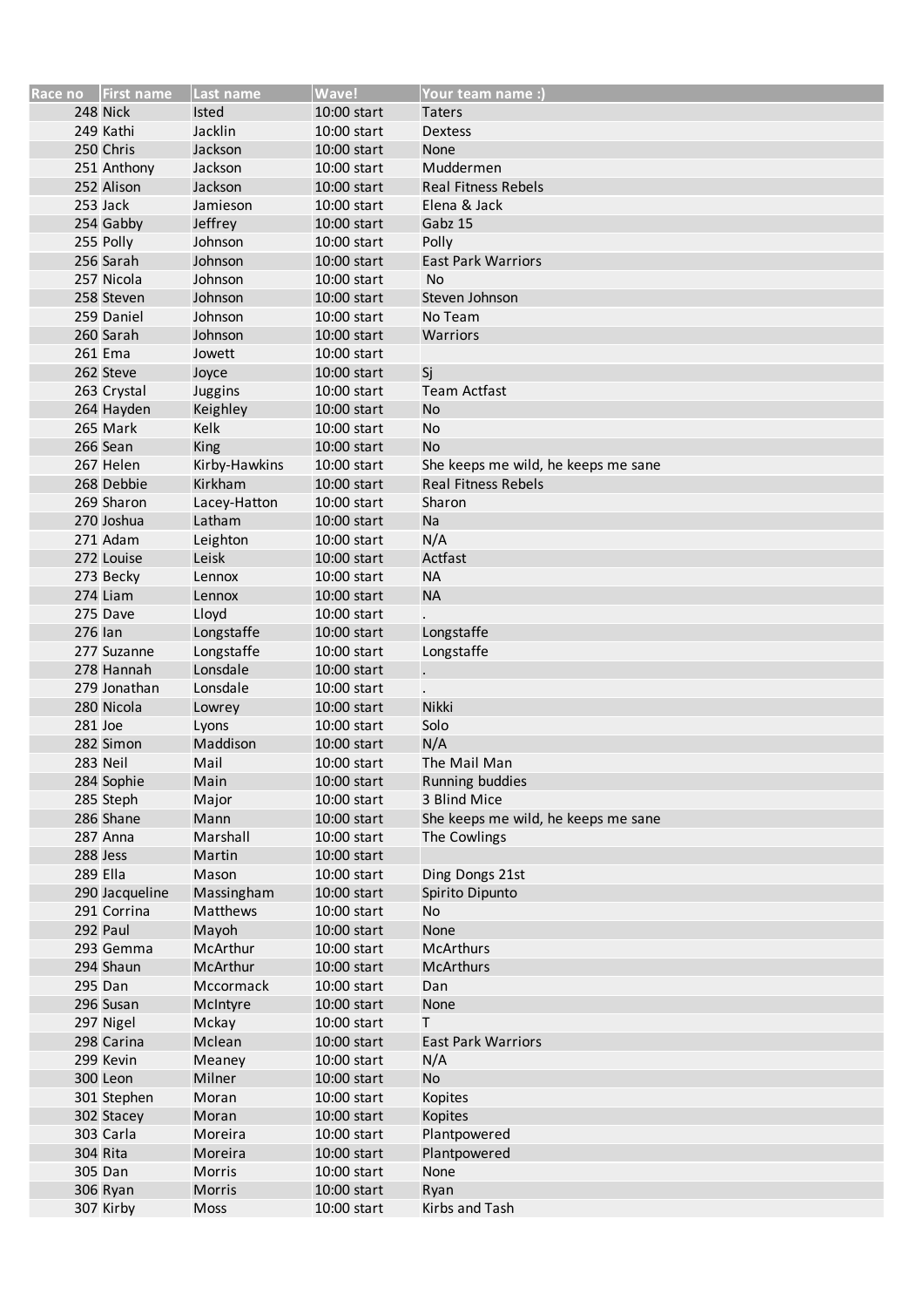| Race no | First name | Last name | Wave! | Your team name :) |
|---|---|---|---|---|
| 248 | Nick | Isted | 10:00 start | Taters |
| 249 | Kathi | Jacklin | 10:00 start | Dextess |
| 250 | Chris | Jackson | 10:00 start | None |
| 251 | Anthony | Jackson | 10:00 start | Muddermen |
| 252 | Alison | Jackson | 10:00 start | Real Fitness Rebels |
| 253 | Jack | Jamieson | 10:00 start | Elena & Jack |
| 254 | Gabby | Jeffrey | 10:00 start | Gabz 15 |
| 255 | Polly | Johnson | 10:00 start | Polly |
| 256 | Sarah | Johnson | 10:00 start | East Park Warriors |
| 257 | Nicola | Johnson | 10:00 start | No |
| 258 | Steven | Johnson | 10:00 start | Steven Johnson |
| 259 | Daniel | Johnson | 10:00 start | No Team |
| 260 | Sarah | Johnson | 10:00 start | Warriors |
| 261 | Ema | Jowett | 10:00 start | |
| 262 | Steve | Joyce | 10:00 start | Sj |
| 263 | Crystal | Juggins | 10:00 start | Team Actfast |
| 264 | Hayden | Keighley | 10:00 start | No |
| 265 | Mark | Kelk | 10:00 start | No |
| 266 | Sean | King | 10:00 start | No |
| 267 | Helen | Kirby-Hawkins | 10:00 start | She keeps me wild, he keeps me sane |
| 268 | Debbie | Kirkham | 10:00 start | Real Fitness Rebels |
| 269 | Sharon | Lacey-Hatton | 10:00 start | Sharon |
| 270 | Joshua | Latham | 10:00 start | Na |
| 271 | Adam | Leighton | 10:00 start | N/A |
| 272 | Louise | Leisk | 10:00 start | Actfast |
| 273 | Becky | Lennox | 10:00 start | NA |
| 274 | Liam | Lennox | 10:00 start | NA |
| 275 | Dave | Lloyd | 10:00 start | . |
| 276 | Ian | Longstaffe | 10:00 start | Longstaffe |
| 277 | Suzanne | Longstaffe | 10:00 start | Longstaffe |
| 278 | Hannah | Lonsdale | 10:00 start | . |
| 279 | Jonathan | Lonsdale | 10:00 start | . |
| 280 | Nicola | Lowrey | 10:00 start | Nikki |
| 281 | Joe | Lyons | 10:00 start | Solo |
| 282 | Simon | Maddison | 10:00 start | N/A |
| 283 | Neil | Mail | 10:00 start | The Mail Man |
| 284 | Sophie | Main | 10:00 start | Running buddies |
| 285 | Steph | Major | 10:00 start | 3 Blind Mice |
| 286 | Shane | Mann | 10:00 start | She keeps me wild, he keeps me sane |
| 287 | Anna | Marshall | 10:00 start | The Cowlings |
| 288 | Jess | Martin | 10:00 start | |
| 289 | Ella | Mason | 10:00 start | Ding Dongs 21st |
| 290 | Jacqueline | Massingham | 10:00 start | Spirito Dipunto |
| 291 | Corrina | Matthews | 10:00 start | No |
| 292 | Paul | Mayoh | 10:00 start | None |
| 293 | Gemma | McArthur | 10:00 start | McArthurs |
| 294 | Shaun | McArthur | 10:00 start | McArthurs |
| 295 | Dan | Mccormack | 10:00 start | Dan |
| 296 | Susan | McIntyre | 10:00 start | None |
| 297 | Nigel | Mckay | 10:00 start | T |
| 298 | Carina | Mclean | 10:00 start | East Park Warriors |
| 299 | Kevin | Meaney | 10:00 start | N/A |
| 300 | Leon | Milner | 10:00 start | No |
| 301 | Stephen | Moran | 10:00 start | Kopites |
| 302 | Stacey | Moran | 10:00 start | Kopites |
| 303 | Carla | Moreira | 10:00 start | Plantpowered |
| 304 | Rita | Moreira | 10:00 start | Plantpowered |
| 305 | Dan | Morris | 10:00 start | None |
| 306 | Ryan | Morris | 10:00 start | Ryan |
| 307 | Kirby | Moss | 10:00 start | Kirbs and Tash |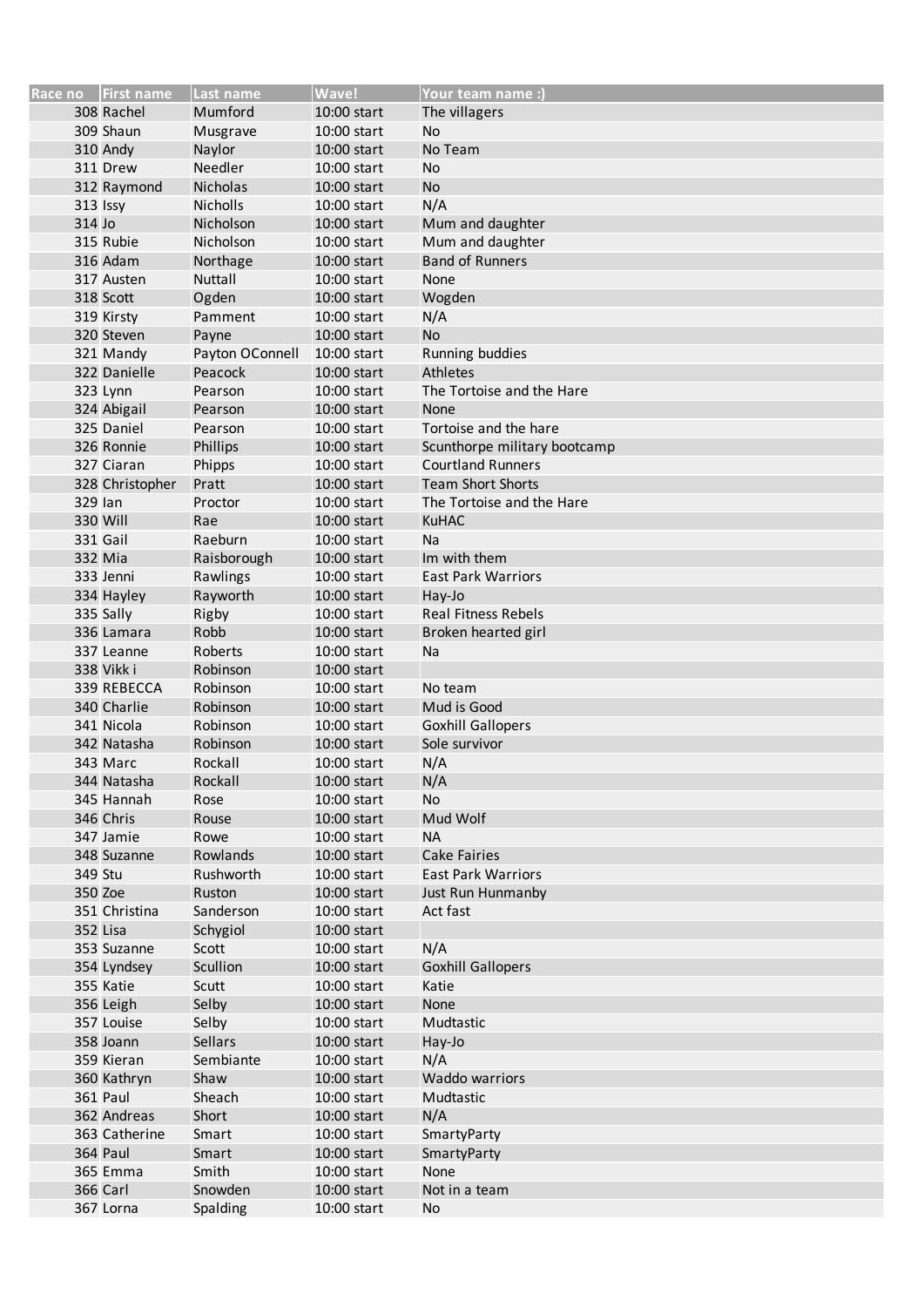| Race no | First name | Last name | Wave! | Your team name :) |
|---|---|---|---|---|
| 308 | Rachel | Mumford | 10:00 start | The villagers |
| 309 | Shaun | Musgrave | 10:00 start | No |
| 310 | Andy | Naylor | 10:00 start | No Team |
| 311 | Drew | Needler | 10:00 start | No |
| 312 | Raymond | Nicholas | 10:00 start | No |
| 313 | Issy | Nicholls | 10:00 start | N/A |
| 314 | Jo | Nicholson | 10:00 start | Mum and daughter |
| 315 | Rubie | Nicholson | 10:00 start | Mum and daughter |
| 316 | Adam | Northage | 10:00 start | Band of Runners |
| 317 | Austen | Nuttall | 10:00 start | None |
| 318 | Scott | Ogden | 10:00 start | Wogden |
| 319 | Kirsty | Pamment | 10:00 start | N/A |
| 320 | Steven | Payne | 10:00 start | No |
| 321 | Mandy | Payton OConnell | 10:00 start | Running buddies |
| 322 | Danielle | Peacock | 10:00 start | Athletes |
| 323 | Lynn | Pearson | 10:00 start | The Tortoise and the Hare |
| 324 | Abigail | Pearson | 10:00 start | None |
| 325 | Daniel | Pearson | 10:00 start | Tortoise and the hare |
| 326 | Ronnie | Phillips | 10:00 start | Scunthorpe military bootcamp |
| 327 | Ciaran | Phipps | 10:00 start | Courtland Runners |
| 328 | Christopher | Pratt | 10:00 start | Team Short Shorts |
| 329 | Ian | Proctor | 10:00 start | The Tortoise and the Hare |
| 330 | Will | Rae | 10:00 start | KuHAC |
| 331 | Gail | Raeburn | 10:00 start | Na |
| 332 | Mia | Raisborough | 10:00 start | Im with them |
| 333 | Jenni | Rawlings | 10:00 start | East Park Warriors |
| 334 | Hayley | Rayworth | 10:00 start | Hay-Jo |
| 335 | Sally | Rigby | 10:00 start | Real Fitness Rebels |
| 336 | Lamara | Robb | 10:00 start | Broken hearted girl |
| 337 | Leanne | Roberts | 10:00 start | Na |
| 338 | Vikk i | Robinson | 10:00 start | |
| 339 | REBECCA | Robinson | 10:00 start | No team |
| 340 | Charlie | Robinson | 10:00 start | Mud is Good |
| 341 | Nicola | Robinson | 10:00 start | Goxhill Gallopers |
| 342 | Natasha | Robinson | 10:00 start | Sole survivor |
| 343 | Marc | Rockall | 10:00 start | N/A |
| 344 | Natasha | Rockall | 10:00 start | N/A |
| 345 | Hannah | Rose | 10:00 start | No |
| 346 | Chris | Rouse | 10:00 start | Mud Wolf |
| 347 | Jamie | Rowe | 10:00 start | NA |
| 348 | Suzanne | Rowlands | 10:00 start | Cake Fairies |
| 349 | Stu | Rushworth | 10:00 start | East Park Warriors |
| 350 | Zoe | Ruston | 10:00 start | Just Run Hunmanby |
| 351 | Christina | Sanderson | 10:00 start | Act fast |
| 352 | Lisa | Schygiol | 10:00 start | |
| 353 | Suzanne | Scott | 10:00 start | N/A |
| 354 | Lyndsey | Scullion | 10:00 start | Goxhill Gallopers |
| 355 | Katie | Scutt | 10:00 start | Katie |
| 356 | Leigh | Selby | 10:00 start | None |
| 357 | Louise | Selby | 10:00 start | Mudtastic |
| 358 | Joann | Sellars | 10:00 start | Hay-Jo |
| 359 | Kieran | Sembiante | 10:00 start | N/A |
| 360 | Kathryn | Shaw | 10:00 start | Waddo warriors |
| 361 | Paul | Sheach | 10:00 start | Mudtastic |
| 362 | Andreas | Short | 10:00 start | N/A |
| 363 | Catherine | Smart | 10:00 start | SmartyParty |
| 364 | Paul | Smart | 10:00 start | SmartyParty |
| 365 | Emma | Smith | 10:00 start | None |
| 366 | Carl | Snowden | 10:00 start | Not in a team |
| 367 | Lorna | Spalding | 10:00 start | No |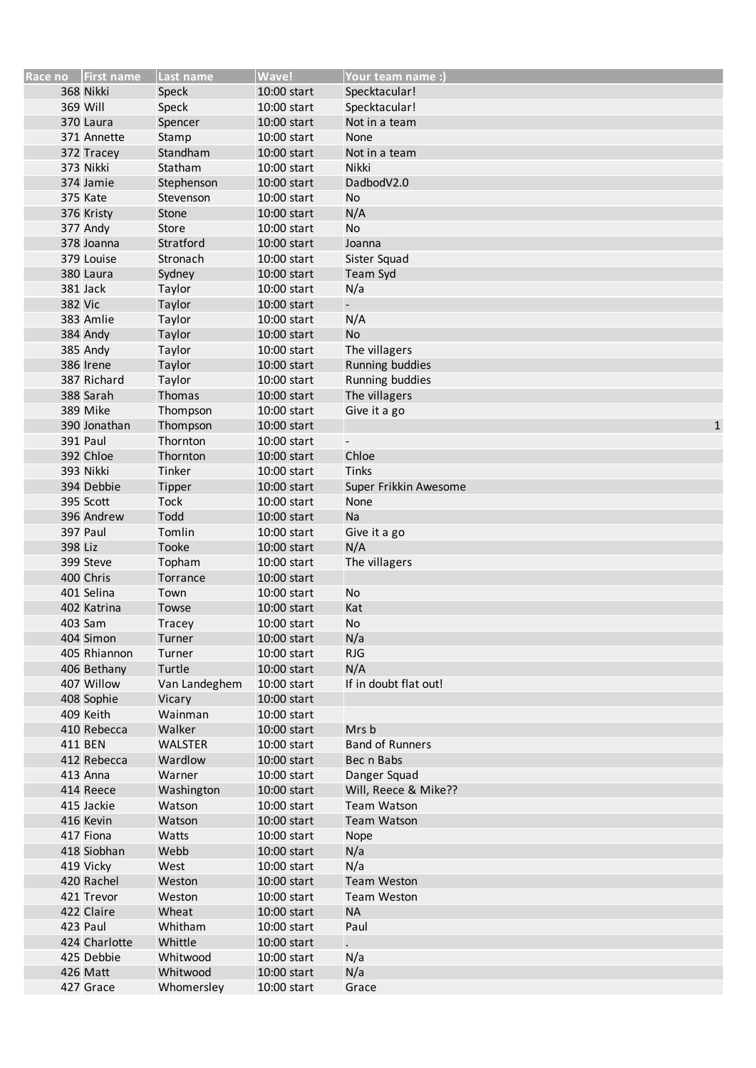| Race no | First name | Last name | Wave! | Your team name :) |
|---|---|---|---|---|
| 368 | Nikki | Speck | 10:00 start | Specktacular! |
| 369 | Will | Speck | 10:00 start | Specktacular! |
| 370 | Laura | Spencer | 10:00 start | Not in a team |
| 371 | Annette | Stamp | 10:00 start | None |
| 372 | Tracey | Standham | 10:00 start | Not in a team |
| 373 | Nikki | Statham | 10:00 start | Nikki |
| 374 | Jamie | Stephenson | 10:00 start | DadbodV2.0 |
| 375 | Kate | Stevenson | 10:00 start | No |
| 376 | Kristy | Stone | 10:00 start | N/A |
| 377 | Andy | Store | 10:00 start | No |
| 378 | Joanna | Stratford | 10:00 start | Joanna |
| 379 | Louise | Stronach | 10:00 start | Sister Squad |
| 380 | Laura | Sydney | 10:00 start | Team Syd |
| 381 | Jack | Taylor | 10:00 start | N/a |
| 382 | Vic | Taylor | 10:00 start | - |
| 383 | Amlie | Taylor | 10:00 start | N/A |
| 384 | Andy | Taylor | 10:00 start | No |
| 385 | Andy | Taylor | 10:00 start | The villagers |
| 386 | Irene | Taylor | 10:00 start | Running buddies |
| 387 | Richard | Taylor | 10:00 start | Running buddies |
| 388 | Sarah | Thomas | 10:00 start | The villagers |
| 389 | Mike | Thompson | 10:00 start | Give it a go |
| 390 | Jonathan | Thompson | 10:00 start | 1 |
| 391 | Paul | Thornton | 10:00 start | - |
| 392 | Chloe | Thornton | 10:00 start | Chloe |
| 393 | Nikki | Tinker | 10:00 start | Tinks |
| 394 | Debbie | Tipper | 10:00 start | Super Frikkin Awesome |
| 395 | Scott | Tock | 10:00 start | None |
| 396 | Andrew | Todd | 10:00 start | Na |
| 397 | Paul | Tomlin | 10:00 start | Give it a go |
| 398 | Liz | Tooke | 10:00 start | N/A |
| 399 | Steve | Topham | 10:00 start | The villagers |
| 400 | Chris | Torrance | 10:00 start | |
| 401 | Selina | Town | 10:00 start | No |
| 402 | Katrina | Towse | 10:00 start | Kat |
| 403 | Sam | Tracey | 10:00 start | No |
| 404 | Simon | Turner | 10:00 start | N/a |
| 405 | Rhiannon | Turner | 10:00 start | RJG |
| 406 | Bethany | Turtle | 10:00 start | N/A |
| 407 | Willow | Van Landeghem | 10:00 start | If in doubt flat out! |
| 408 | Sophie | Vicary | 10:00 start | |
| 409 | Keith | Wainman | 10:00 start | |
| 410 | Rebecca | Walker | 10:00 start | Mrs b |
| 411 | BEN | WALSTER | 10:00 start | Band of Runners |
| 412 | Rebecca | Wardlow | 10:00 start | Bec n Babs |
| 413 | Anna | Warner | 10:00 start | Danger Squad |
| 414 | Reece | Washington | 10:00 start | Will, Reece & Mike?? |
| 415 | Jackie | Watson | 10:00 start | Team Watson |
| 416 | Kevin | Watson | 10:00 start | Team Watson |
| 417 | Fiona | Watts | 10:00 start | Nope |
| 418 | Siobhan | Webb | 10:00 start | N/a |
| 419 | Vicky | West | 10:00 start | N/a |
| 420 | Rachel | Weston | 10:00 start | Team Weston |
| 421 | Trevor | Weston | 10:00 start | Team Weston |
| 422 | Claire | Wheat | 10:00 start | NA |
| 423 | Paul | Whitham | 10:00 start | Paul |
| 424 | Charlotte | Whittle | 10:00 start | . |
| 425 | Debbie | Whitwood | 10:00 start | N/a |
| 426 | Matt | Whitwood | 10:00 start | N/a |
| 427 | Grace | Whomersley | 10:00 start | Grace |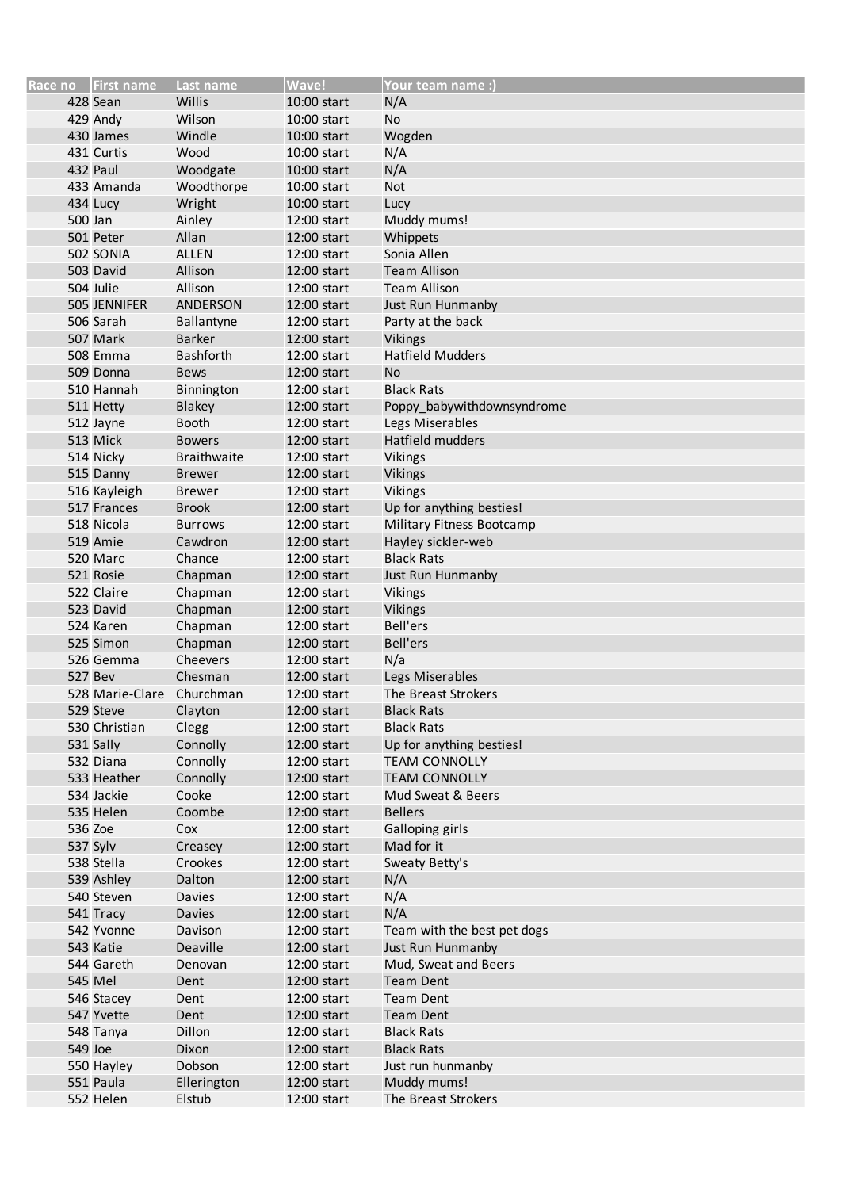| Race no | First name | Last name | Wave! | Your team name :) |
| --- | --- | --- | --- | --- |
| 428 | Sean | Willis | 10:00 start | N/A |
| 429 | Andy | Wilson | 10:00 start | No |
| 430 | James | Windle | 10:00 start | Wogden |
| 431 | Curtis | Wood | 10:00 start | N/A |
| 432 | Paul | Woodgate | 10:00 start | N/A |
| 433 | Amanda | Woodthorpe | 10:00 start | Not |
| 434 | Lucy | Wright | 10:00 start | Lucy |
| 500 | Jan | Ainley | 12:00 start | Muddy mums! |
| 501 | Peter | Allan | 12:00 start | Whippets |
| 502 | SONIA | ALLEN | 12:00 start | Sonia Allen |
| 503 | David | Allison | 12:00 start | Team Allison |
| 504 | Julie | Allison | 12:00 start | Team Allison |
| 505 | JENNIFER | ANDERSON | 12:00 start | Just Run Hunmanby |
| 506 | Sarah | Ballantyne | 12:00 start | Party at the back |
| 507 | Mark | Barker | 12:00 start | Vikings |
| 508 | Emma | Bashforth | 12:00 start | Hatfield Mudders |
| 509 | Donna | Bews | 12:00 start | No |
| 510 | Hannah | Binnington | 12:00 start | Black Rats |
| 511 | Hetty | Blakey | 12:00 start | Poppy_babywithdownsyndrome |
| 512 | Jayne | Booth | 12:00 start | Legs Miserables |
| 513 | Mick | Bowers | 12:00 start | Hatfield mudders |
| 514 | Nicky | Braithwaite | 12:00 start | Vikings |
| 515 | Danny | Brewer | 12:00 start | Vikings |
| 516 | Kayleigh | Brewer | 12:00 start | Vikings |
| 517 | Frances | Brook | 12:00 start | Up for anything besties! |
| 518 | Nicola | Burrows | 12:00 start | Military Fitness Bootcamp |
| 519 | Amie | Cawdron | 12:00 start | Hayley sickler-web |
| 520 | Marc | Chance | 12:00 start | Black Rats |
| 521 | Rosie | Chapman | 12:00 start | Just Run Hunmanby |
| 522 | Claire | Chapman | 12:00 start | Vikings |
| 523 | David | Chapman | 12:00 start | Vikings |
| 524 | Karen | Chapman | 12:00 start | Bell'ers |
| 525 | Simon | Chapman | 12:00 start | Bell'ers |
| 526 | Gemma | Cheevers | 12:00 start | N/a |
| 527 | Bev | Chesman | 12:00 start | Legs Miserables |
| 528 | Marie-Clare | Churchman | 12:00 start | The Breast Strokers |
| 529 | Steve | Clayton | 12:00 start | Black Rats |
| 530 | Christian | Clegg | 12:00 start | Black Rats |
| 531 | Sally | Connolly | 12:00 start | Up for anything besties! |
| 532 | Diana | Connolly | 12:00 start | TEAM CONNOLLY |
| 533 | Heather | Connolly | 12:00 start | TEAM CONNOLLY |
| 534 | Jackie | Cooke | 12:00 start | Mud Sweat & Beers |
| 535 | Helen | Coombe | 12:00 start | Bellers |
| 536 | Zoe | Cox | 12:00 start | Galloping girls |
| 537 | Sylv | Creasey | 12:00 start | Mad for it |
| 538 | Stella | Crookes | 12:00 start | Sweaty Betty's |
| 539 | Ashley | Dalton | 12:00 start | N/A |
| 540 | Steven | Davies | 12:00 start | N/A |
| 541 | Tracy | Davies | 12:00 start | N/A |
| 542 | Yvonne | Davison | 12:00 start | Team with the best pet dogs |
| 543 | Katie | Deaville | 12:00 start | Just Run Hunmanby |
| 544 | Gareth | Denovan | 12:00 start | Mud, Sweat and Beers |
| 545 | Mel | Dent | 12:00 start | Team Dent |
| 546 | Stacey | Dent | 12:00 start | Team Dent |
| 547 | Yvette | Dent | 12:00 start | Team Dent |
| 548 | Tanya | Dillon | 12:00 start | Black Rats |
| 549 | Joe | Dixon | 12:00 start | Black Rats |
| 550 | Hayley | Dobson | 12:00 start | Just run hunmanby |
| 551 | Paula | Ellerington | 12:00 start | Muddy mums! |
| 552 | Helen | Elstub | 12:00 start | The Breast Strokers |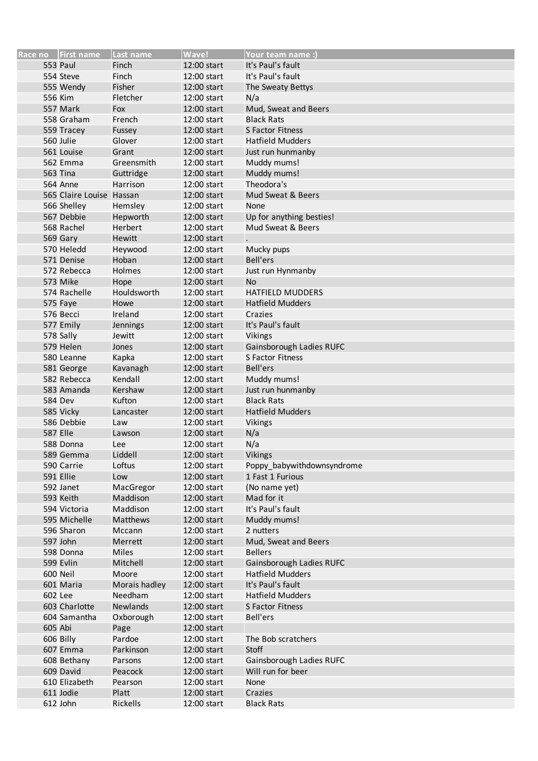| Race no | First name | Last name | Wave! | Your team name :) |
|---|---|---|---|---|
| 553 | Paul | Finch | 12:00 start | It's Paul's fault |
| 554 | Steve | Finch | 12:00 start | It's Paul's fault |
| 555 | Wendy | Fisher | 12:00 start | The Sweaty Bettys |
| 556 | Kim | Fletcher | 12:00 start | N/a |
| 557 | Mark | Fox | 12:00 start | Mud, Sweat and Beers |
| 558 | Graham | French | 12:00 start | Black Rats |
| 559 | Tracey | Fussey | 12:00 start | S Factor Fitness |
| 560 | Julie | Glover | 12:00 start | Hatfield Mudders |
| 561 | Louise | Grant | 12:00 start | Just run hunmanby |
| 562 | Emma | Greensmith | 12:00 start | Muddy mums! |
| 563 | Tina | Guttridge | 12:00 start | Muddy mums! |
| 564 | Anne | Harrison | 12:00 start | Theodora's |
| 565 | Claire Louise | Hassan | 12:00 start | Mud Sweat & Beers |
| 566 | Shelley | Hemsley | 12:00 start | None |
| 567 | Debbie | Hepworth | 12:00 start | Up for anything besties! |
| 568 | Rachel | Herbert | 12:00 start | Mud Sweat & Beers |
| 569 | Gary | Hewitt | 12:00 start | . |
| 570 | Heledd | Heywood | 12:00 start | Mucky pups |
| 571 | Denise | Hoban | 12:00 start | Bell'ers |
| 572 | Rebecca | Holmes | 12:00 start | Just run Hynmanby |
| 573 | Mike | Hope | 12:00 start | No |
| 574 | Rachelle | Houldsworth | 12:00 start | HATFIELD MUDDERS |
| 575 | Faye | Howe | 12:00 start | Hatfield Mudders |
| 576 | Becci | Ireland | 12:00 start | Crazies |
| 577 | Emily | Jennings | 12:00 start | It's Paul's fault |
| 578 | Sally | Jewitt | 12:00 start | Vikings |
| 579 | Helen | Jones | 12:00 start | Gainsborough Ladies RUFC |
| 580 | Leanne | Kapka | 12:00 start | S Factor Fitness |
| 581 | George | Kavanagh | 12:00 start | Bell'ers |
| 582 | Rebecca | Kendall | 12:00 start | Muddy mums! |
| 583 | Amanda | Kershaw | 12:00 start | Just run hunmanby |
| 584 | Dev | Kufton | 12:00 start | Black Rats |
| 585 | Vicky | Lancaster | 12:00 start | Hatfield Mudders |
| 586 | Debbie | Law | 12:00 start | Vikings |
| 587 | Elle | Lawson | 12:00 start | N/a |
| 588 | Donna | Lee | 12:00 start | N/a |
| 589 | Gemma | Liddell | 12:00 start | Vikings |
| 590 | Carrie | Loftus | 12:00 start | Poppy_babywithdownsyndrome |
| 591 | Ellie | Low | 12:00 start | 1 Fast 1 Furious |
| 592 | Janet | MacGregor | 12:00 start | (No name yet) |
| 593 | Keith | Maddison | 12:00 start | Mad for it |
| 594 | Victoria | Maddison | 12:00 start | It's Paul's fault |
| 595 | Michelle | Matthews | 12:00 start | Muddy mums! |
| 596 | Sharon | Mccann | 12:00 start | 2 nutters |
| 597 | John | Merrett | 12:00 start | Mud, Sweat and Beers |
| 598 | Donna | Miles | 12:00 start | Bellers |
| 599 | Evlin | Mitchell | 12:00 start | Gainsborough Ladies RUFC |
| 600 | Neil | Moore | 12:00 start | Hatfield Mudders |
| 601 | Maria | Morais hadley | 12:00 start | It's Paul's fault |
| 602 | Lee | Needham | 12:00 start | Hatfield Mudders |
| 603 | Charlotte | Newlands | 12:00 start | S Factor Fitness |
| 604 | Samantha | Oxborough | 12:00 start | Bell'ers |
| 605 | Abi | Page | 12:00 start | |
| 606 | Billy | Pardoe | 12:00 start | The Bob scratchers |
| 607 | Emma | Parkinson | 12:00 start | Stoff |
| 608 | Bethany | Parsons | 12:00 start | Gainsborough Ladies RUFC |
| 609 | David | Peacock | 12:00 start | Will run for beer |
| 610 | Elizabeth | Pearson | 12:00 start | None |
| 611 | Jodie | Platt | 12:00 start | Crazies |
| 612 | John | Rickells | 12:00 start | Black Rats |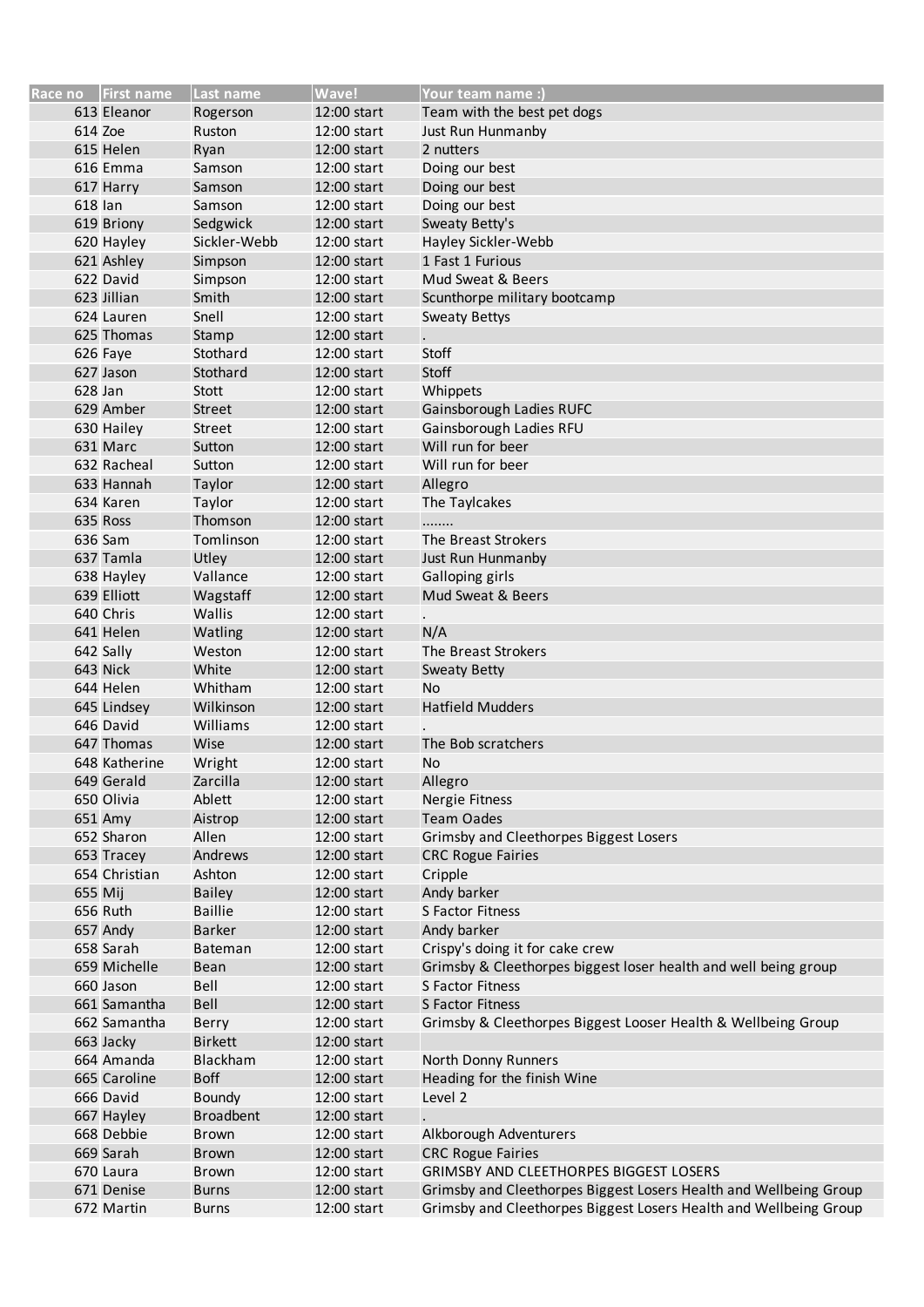| Race no | First name | Last name | Wave! | Your team name :) |
| --- | --- | --- | --- | --- |
| 613 | Eleanor | Rogerson | 12:00 start | Team with the best pet dogs |
| 614 | Zoe | Ruston | 12:00 start | Just Run Hunmanby |
| 615 | Helen | Ryan | 12:00 start | 2 nutters |
| 616 | Emma | Samson | 12:00 start | Doing our best |
| 617 | Harry | Samson | 12:00 start | Doing our best |
| 618 | Ian | Samson | 12:00 start | Doing our best |
| 619 | Briony | Sedgwick | 12:00 start | Sweaty Betty's |
| 620 | Hayley | Sickler-Webb | 12:00 start | Hayley Sickler-Webb |
| 621 | Ashley | Simpson | 12:00 start | 1 Fast 1 Furious |
| 622 | David | Simpson | 12:00 start | Mud Sweat & Beers |
| 623 | Jillian | Smith | 12:00 start | Scunthorpe military bootcamp |
| 624 | Lauren | Snell | 12:00 start | Sweaty Bettys |
| 625 | Thomas | Stamp | 12:00 start | . |
| 626 | Faye | Stothard | 12:00 start | Stoff |
| 627 | Jason | Stothard | 12:00 start | Stoff |
| 628 | Jan | Stott | 12:00 start | Whippets |
| 629 | Amber | Street | 12:00 start | Gainsborough Ladies RUFC |
| 630 | Hailey | Street | 12:00 start | Gainsborough Ladies RFU |
| 631 | Marc | Sutton | 12:00 start | Will run for beer |
| 632 | Racheal | Sutton | 12:00 start | Will run for beer |
| 633 | Hannah | Taylor | 12:00 start | Allegro |
| 634 | Karen | Taylor | 12:00 start | The Taylcakes |
| 635 | Ross | Thomson | 12:00 start | ........ |
| 636 | Sam | Tomlinson | 12:00 start | The Breast Strokers |
| 637 | Tamla | Utley | 12:00 start | Just Run Hunmanby |
| 638 | Hayley | Vallance | 12:00 start | Galloping girls |
| 639 | Elliott | Wagstaff | 12:00 start | Mud Sweat & Beers |
| 640 | Chris | Wallis | 12:00 start | . |
| 641 | Helen | Watling | 12:00 start | N/A |
| 642 | Sally | Weston | 12:00 start | The Breast Strokers |
| 643 | Nick | White | 12:00 start | Sweaty Betty |
| 644 | Helen | Whitham | 12:00 start | No |
| 645 | Lindsey | Wilkinson | 12:00 start | Hatfield Mudders |
| 646 | David | Williams | 12:00 start | . |
| 647 | Thomas | Wise | 12:00 start | The Bob scratchers |
| 648 | Katherine | Wright | 12:00 start | No |
| 649 | Gerald | Zarcilla | 12:00 start | Allegro |
| 650 | Olivia | Ablett | 12:00 start | Nergie Fitness |
| 651 | Amy | Aistrop | 12:00 start | Team Oades |
| 652 | Sharon | Allen | 12:00 start | Grimsby and Cleethorpes Biggest Losers |
| 653 | Tracey | Andrews | 12:00 start | CRC Rogue Fairies |
| 654 | Christian | Ashton | 12:00 start | Cripple |
| 655 | Mij | Bailey | 12:00 start | Andy barker |
| 656 | Ruth | Baillie | 12:00 start | S Factor Fitness |
| 657 | Andy | Barker | 12:00 start | Andy barker |
| 658 | Sarah | Bateman | 12:00 start | Crispy's doing it for cake crew |
| 659 | Michelle | Bean | 12:00 start | Grimsby & Cleethorpes biggest loser health and well being group |
| 660 | Jason | Bell | 12:00 start | S Factor Fitness |
| 661 | Samantha | Bell | 12:00 start | S Factor Fitness |
| 662 | Samantha | Berry | 12:00 start | Grimsby & Cleethorpes Biggest Looser Health & Wellbeing Group |
| 663 | Jacky | Birkett | 12:00 start | |
| 664 | Amanda | Blackham | 12:00 start | North Donny Runners |
| 665 | Caroline | Boff | 12:00 start | Heading for the finish Wine |
| 666 | David | Boundy | 12:00 start | Level 2 |
| 667 | Hayley | Broadbent | 12:00 start | . |
| 668 | Debbie | Brown | 12:00 start | Alkborough Adventurers |
| 669 | Sarah | Brown | 12:00 start | CRC Rogue Fairies |
| 670 | Laura | Brown | 12:00 start | GRIMSBY AND CLEETHORPES BIGGEST LOSERS |
| 671 | Denise | Burns | 12:00 start | Grimsby and Cleethorpes Biggest Losers Health and Wellbeing Group |
| 672 | Martin | Burns | 12:00 start | Grimsby and Cleethorpes Biggest Losers Health and Wellbeing Group |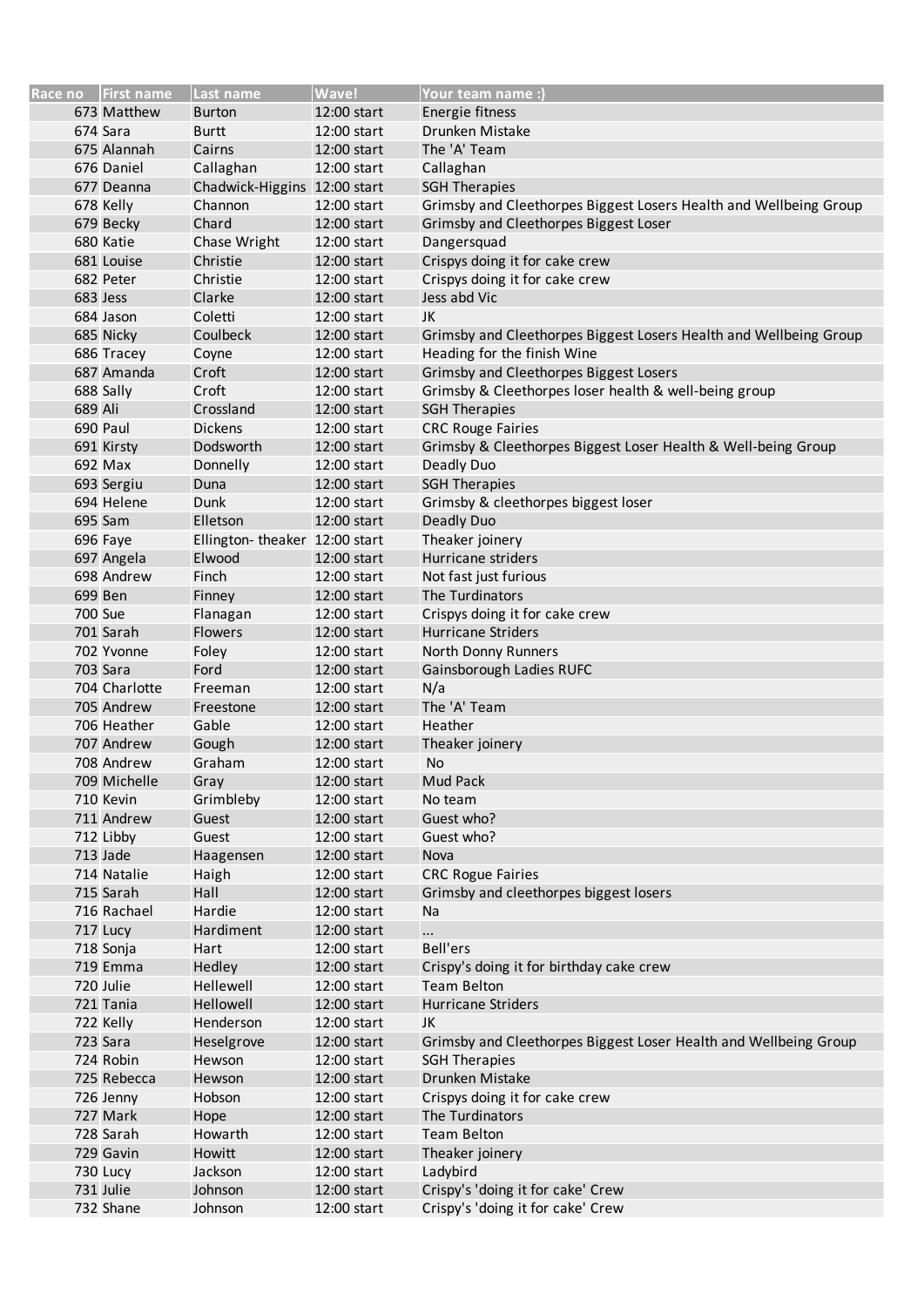| Race no | First name | Last name | Wave! | Your team name :) |
|---|---|---|---|---|
| 673 | Matthew | Burton | 12:00 start | Energie fitness |
| 674 | Sara | Burtt | 12:00 start | Drunken Mistake |
| 675 | Alannah | Cairns | 12:00 start | The 'A' Team |
| 676 | Daniel | Callaghan | 12:00 start | Callaghan |
| 677 | Deanna | Chadwick-Higgins | 12:00 start | SGH Therapies |
| 678 | Kelly | Channon | 12:00 start | Grimsby and Cleethorpes Biggest Losers Health and Wellbeing Group |
| 679 | Becky | Chard | 12:00 start | Grimsby and Cleethorpes Biggest Loser |
| 680 | Katie | Chase Wright | 12:00 start | Dangersquad |
| 681 | Louise | Christie | 12:00 start | Crispys doing it for cake crew |
| 682 | Peter | Christie | 12:00 start | Crispys doing it for cake crew |
| 683 | Jess | Clarke | 12:00 start | Jess abd Vic |
| 684 | Jason | Coletti | 12:00 start | JK |
| 685 | Nicky | Coulbeck | 12:00 start | Grimsby and Cleethorpes Biggest Losers Health and Wellbeing Group |
| 686 | Tracey | Coyne | 12:00 start | Heading for the finish Wine |
| 687 | Amanda | Croft | 12:00 start | Grimsby and Cleethorpes Biggest Losers |
| 688 | Sally | Croft | 12:00 start | Grimsby & Cleethorpes loser health & well-being group |
| 689 | Ali | Crossland | 12:00 start | SGH Therapies |
| 690 | Paul | Dickens | 12:00 start | CRC Rouge Fairies |
| 691 | Kirsty | Dodsworth | 12:00 start | Grimsby & Cleethorpes Biggest Loser Health & Well-being Group |
| 692 | Max | Donnelly | 12:00 start | Deadly Duo |
| 693 | Sergiu | Duna | 12:00 start | SGH Therapies |
| 694 | Helene | Dunk | 12:00 start | Grimsby & cleethorpes biggest loser |
| 695 | Sam | Elletson | 12:00 start | Deadly Duo |
| 696 | Faye | Ellington- theaker | 12:00 start | Theaker joinery |
| 697 | Angela | Elwood | 12:00 start | Hurricane striders |
| 698 | Andrew | Finch | 12:00 start | Not fast just furious |
| 699 | Ben | Finney | 12:00 start | The Turdinators |
| 700 | Sue | Flanagan | 12:00 start | Crispys doing it for cake crew |
| 701 | Sarah | Flowers | 12:00 start | Hurricane Striders |
| 702 | Yvonne | Foley | 12:00 start | North Donny Runners |
| 703 | Sara | Ford | 12:00 start | Gainsborough Ladies RUFC |
| 704 | Charlotte | Freeman | 12:00 start | N/a |
| 705 | Andrew | Freestone | 12:00 start | The 'A' Team |
| 706 | Heather | Gable | 12:00 start | Heather |
| 707 | Andrew | Gough | 12:00 start | Theaker joinery |
| 708 | Andrew | Graham | 12:00 start | No |
| 709 | Michelle | Gray | 12:00 start | Mud Pack |
| 710 | Kevin | Grimbleby | 12:00 start | No team |
| 711 | Andrew | Guest | 12:00 start | Guest who? |
| 712 | Libby | Guest | 12:00 start | Guest who? |
| 713 | Jade | Haagensen | 12:00 start | Nova |
| 714 | Natalie | Haigh | 12:00 start | CRC Rogue Fairies |
| 715 | Sarah | Hall | 12:00 start | Grimsby and cleethorpes biggest losers |
| 716 | Rachael | Hardie | 12:00 start | Na |
| 717 | Lucy | Hardiment | 12:00 start | ... |
| 718 | Sonja | Hart | 12:00 start | Bell'ers |
| 719 | Emma | Hedley | 12:00 start | Crispy's doing it for birthday cake crew |
| 720 | Julie | Hellewell | 12:00 start | Team Belton |
| 721 | Tania | Hellowell | 12:00 start | Hurricane Striders |
| 722 | Kelly | Henderson | 12:00 start | JK |
| 723 | Sara | Heselgrove | 12:00 start | Grimsby and Cleethorpes Biggest Loser Health and Wellbeing Group |
| 724 | Robin | Hewson | 12:00 start | SGH Therapies |
| 725 | Rebecca | Hewson | 12:00 start | Drunken Mistake |
| 726 | Jenny | Hobson | 12:00 start | Crispys doing it for cake crew |
| 727 | Mark | Hope | 12:00 start | The Turdinators |
| 728 | Sarah | Howarth | 12:00 start | Team Belton |
| 729 | Gavin | Howitt | 12:00 start | Theaker joinery |
| 730 | Lucy | Jackson | 12:00 start | Ladybird |
| 731 | Julie | Johnson | 12:00 start | Crispy's 'doing it for cake' Crew |
| 732 | Shane | Johnson | 12:00 start | Crispy's 'doing it for cake' Crew |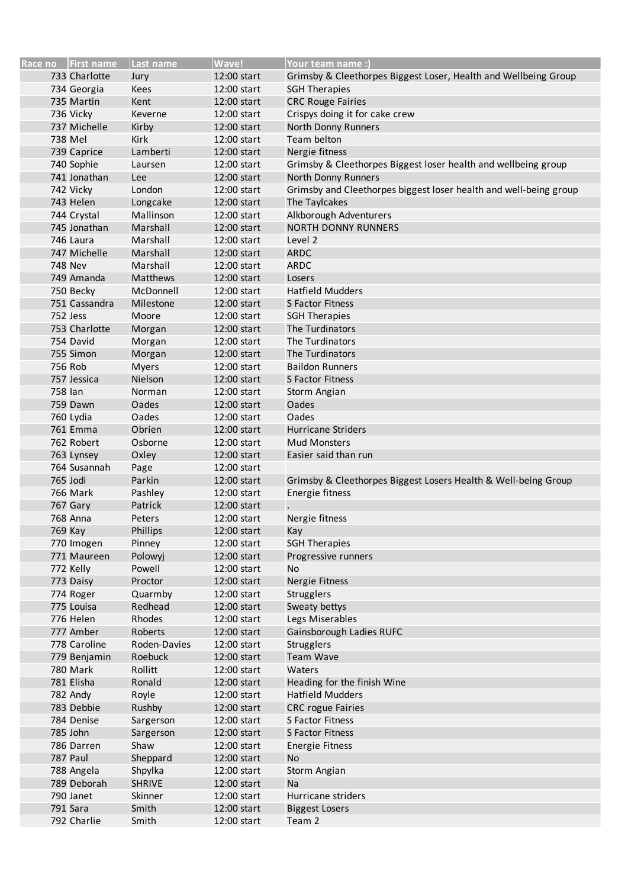| Race no | First name | Last name | Wave! | Your team name :) |
|---|---|---|---|---|
| 733 | Charlotte | Jury | 12:00 start | Grimsby & Cleethorpes Biggest Loser, Health and Wellbeing Group |
| 734 | Georgia | Kees | 12:00 start | SGH Therapies |
| 735 | Martin | Kent | 12:00 start | CRC Rouge Fairies |
| 736 | Vicky | Keverne | 12:00 start | Crispys doing it for cake crew |
| 737 | Michelle | Kirby | 12:00 start | North Donny Runners |
| 738 | Mel | Kirk | 12:00 start | Team belton |
| 739 | Caprice | Lamberti | 12:00 start | Nergie fitness |
| 740 | Sophie | Laursen | 12:00 start | Grimsby & Cleethorpes Biggest loser health and wellbeing group |
| 741 | Jonathan | Lee | 12:00 start | North Donny Runners |
| 742 | Vicky | London | 12:00 start | Grimsby and Cleethorpes biggest loser health and well-being group |
| 743 | Helen | Longcake | 12:00 start | The Taylcakes |
| 744 | Crystal | Mallinson | 12:00 start | Alkborough Adventurers |
| 745 | Jonathan | Marshall | 12:00 start | NORTH DONNY RUNNERS |
| 746 | Laura | Marshall | 12:00 start | Level 2 |
| 747 | Michelle | Marshall | 12:00 start | ARDC |
| 748 | Nev | Marshall | 12:00 start | ARDC |
| 749 | Amanda | Matthews | 12:00 start | Losers |
| 750 | Becky | McDonnell | 12:00 start | Hatfield Mudders |
| 751 | Cassandra | Milestone | 12:00 start | S Factor Fitness |
| 752 | Jess | Moore | 12:00 start | SGH Therapies |
| 753 | Charlotte | Morgan | 12:00 start | The Turdinators |
| 754 | David | Morgan | 12:00 start | The Turdinators |
| 755 | Simon | Morgan | 12:00 start | The Turdinators |
| 756 | Rob | Myers | 12:00 start | Baildon Runners |
| 757 | Jessica | Nielson | 12:00 start | S Factor Fitness |
| 758 | Ian | Norman | 12:00 start | Storm Angian |
| 759 | Dawn | Oades | 12:00 start | Oades |
| 760 | Lydia | Oades | 12:00 start | Oades |
| 761 | Emma | Obrien | 12:00 start | Hurricane Striders |
| 762 | Robert | Osborne | 12:00 start | Mud Monsters |
| 763 | Lynsey | Oxley | 12:00 start | Easier said than run |
| 764 | Susannah | Page | 12:00 start | |
| 765 | Jodi | Parkin | 12:00 start | Grimsby & Cleethorpes Biggest Losers Health & Well-being Group |
| 766 | Mark | Pashley | 12:00 start | Energie fitness |
| 767 | Gary | Patrick | 12:00 start | . |
| 768 | Anna | Peters | 12:00 start | Nergie fitness |
| 769 | Kay | Phillips | 12:00 start | Kay |
| 770 | Imogen | Pinney | 12:00 start | SGH Therapies |
| 771 | Maureen | Polowyj | 12:00 start | Progressive runners |
| 772 | Kelly | Powell | 12:00 start | No |
| 773 | Daisy | Proctor | 12:00 start | Nergie Fitness |
| 774 | Roger | Quarmby | 12:00 start | Strugglers |
| 775 | Louisa | Redhead | 12:00 start | Sweaty bettys |
| 776 | Helen | Rhodes | 12:00 start | Legs Miserables |
| 777 | Amber | Roberts | 12:00 start | Gainsborough Ladies RUFC |
| 778 | Caroline | Roden-Davies | 12:00 start | Strugglers |
| 779 | Benjamin | Roebuck | 12:00 start | Team Wave |
| 780 | Mark | Rollitt | 12:00 start | Waters |
| 781 | Elisha | Ronald | 12:00 start | Heading for the finish Wine |
| 782 | Andy | Royle | 12:00 start | Hatfield Mudders |
| 783 | Debbie | Rushby | 12:00 start | CRC rogue Fairies |
| 784 | Denise | Sargerson | 12:00 start | S Factor Fitness |
| 785 | John | Sargerson | 12:00 start | S Factor Fitness |
| 786 | Darren | Shaw | 12:00 start | Energie Fitness |
| 787 | Paul | Sheppard | 12:00 start | No |
| 788 | Angela | Shpylka | 12:00 start | Storm Angian |
| 789 | Deborah | SHRIVE | 12:00 start | Na |
| 790 | Janet | Skinner | 12:00 start | Hurricane striders |
| 791 | Sara | Smith | 12:00 start | Biggest Losers |
| 792 | Charlie | Smith | 12:00 start | Team 2 |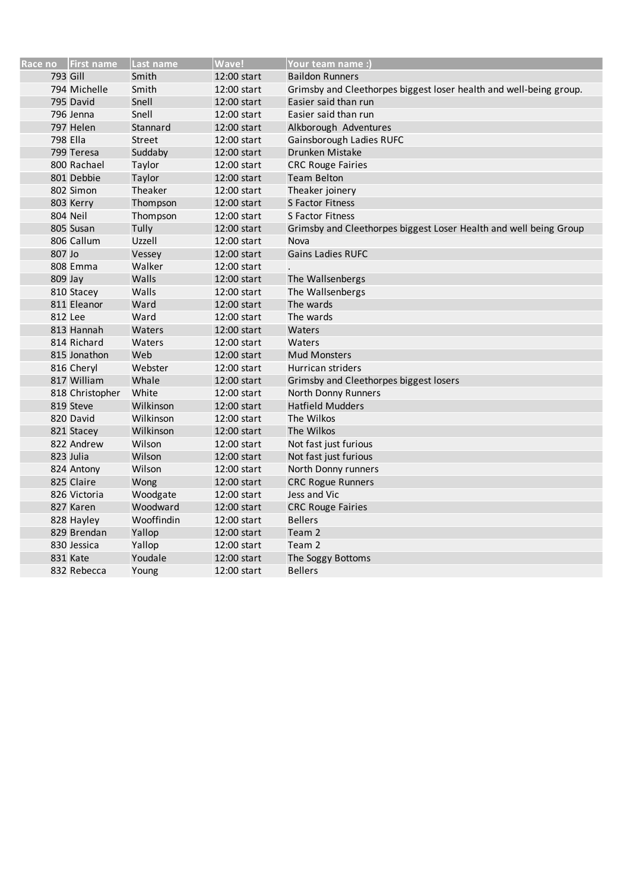| Race no | First name | Last name | Wave! | Your team name :) |
|---|---|---|---|---|
| 793 | Gill | Smith | 12:00 start | Baildon Runners |
| 794 | Michelle | Smith | 12:00 start | Grimsby and Cleethorpes biggest loser health and well-being group. |
| 795 | David | Snell | 12:00 start | Easier said than run |
| 796 | Jenna | Snell | 12:00 start | Easier said than run |
| 797 | Helen | Stannard | 12:00 start | Alkborough Adventures |
| 798 | Ella | Street | 12:00 start | Gainsborough Ladies RUFC |
| 799 | Teresa | Suddaby | 12:00 start | Drunken Mistake |
| 800 | Rachael | Taylor | 12:00 start | CRC Rouge Fairies |
| 801 | Debbie | Taylor | 12:00 start | Team Belton |
| 802 | Simon | Theaker | 12:00 start | Theaker joinery |
| 803 | Kerry | Thompson | 12:00 start | S Factor Fitness |
| 804 | Neil | Thompson | 12:00 start | S Factor Fitness |
| 805 | Susan | Tully | 12:00 start | Grimsby and Cleethorpes biggest Loser Health and well being Group |
| 806 | Callum | Uzzell | 12:00 start | Nova |
| 807 | Jo | Vessey | 12:00 start | Gains Ladies RUFC |
| 808 | Emma | Walker | 12:00 start | . |
| 809 | Jay | Walls | 12:00 start | The Wallsenbergs |
| 810 | Stacey | Walls | 12:00 start | The Wallsenbergs |
| 811 | Eleanor | Ward | 12:00 start | The wards |
| 812 | Lee | Ward | 12:00 start | The wards |
| 813 | Hannah | Waters | 12:00 start | Waters |
| 814 | Richard | Waters | 12:00 start | Waters |
| 815 | Jonathon | Web | 12:00 start | Mud Monsters |
| 816 | Cheryl | Webster | 12:00 start | Hurrican striders |
| 817 | William | Whale | 12:00 start | Grimsby and Cleethorpes biggest losers |
| 818 | Christopher | White | 12:00 start | North Donny Runners |
| 819 | Steve | Wilkinson | 12:00 start | Hatfield Mudders |
| 820 | David | Wilkinson | 12:00 start | The Wilkos |
| 821 | Stacey | Wilkinson | 12:00 start | The Wilkos |
| 822 | Andrew | Wilson | 12:00 start | Not fast just furious |
| 823 | Julia | Wilson | 12:00 start | Not fast just furious |
| 824 | Antony | Wilson | 12:00 start | North Donny runners |
| 825 | Claire | Wong | 12:00 start | CRC Rogue Runners |
| 826 | Victoria | Woodgate | 12:00 start | Jess and Vic |
| 827 | Karen | Woodward | 12:00 start | CRC Rouge Fairies |
| 828 | Hayley | Wooffindin | 12:00 start | Bellers |
| 829 | Brendan | Yallop | 12:00 start | Team 2 |
| 830 | Jessica | Yallop | 12:00 start | Team 2 |
| 831 | Kate | Youdale | 12:00 start | The Soggy Bottoms |
| 832 | Rebecca | Young | 12:00 start | Bellers |